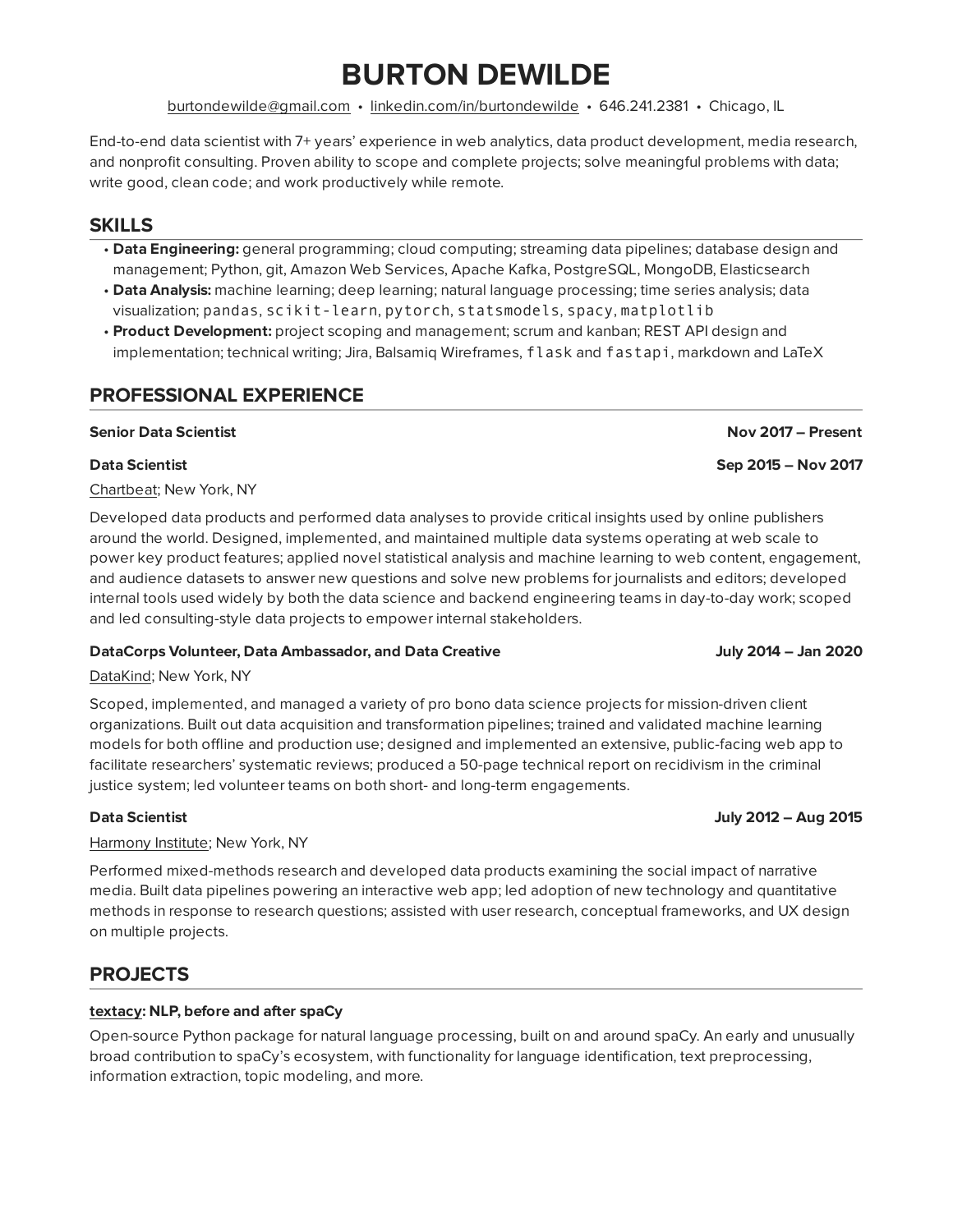# BURTON DEWILDE

burtondewilde@gmail.com • linkedin.com/in/burtondewilde • 646.241.2381 • Chicago, IL

End-to-end data scientist with 7+ years' experience in web analytics, data product development, media research, and nonprofit consulting. Proven ability to scope and complete projects; solve meaningful problems with data; write good, clean code; and work productively while remote.

## SKILLS

- **Data Engineering:** general programming; cloud computing; streaming data pipelines; database design and management; Python, git, Amazon Web Services, Apache Kafka, PostgreSQL, MongoDB, Elasticsearch
- **Data Analysis:** machine learning; deep learning; natural language processing; time series analysis; data visualization; `pandas`, `scikit-learn`, `pytorch`, `statsmodels`, `spacy`, `matplotlib`
- **Product Development:** project scoping and management; scrum and kanban; REST API design and implementation; technical writing; Jira, Balsamiq Wireframes, `flask` and `fastapi`, markdown and LaTeX

## PROFESSIONAL EXPERIENCE

**Senior Data Scientist** — **Nov 2017 – Present**

**Data Scientist** — **Sep 2015 – Nov 2017**

Chartbeat; New York, NY

Developed data products and performed data analyses to provide critical insights used by online publishers around the world. Designed, implemented, and maintained multiple data systems operating at web scale to power key product features; applied novel statistical analysis and machine learning to web content, engagement, and audience datasets to answer new questions and solve new problems for journalists and editors; developed internal tools used widely by both the data science and backend engineering teams in day-to-day work; scoped and led consulting-style data projects to empower internal stakeholders.

**DataCorps Volunteer, Data Ambassador, and Data Creative** — **July 2014 – Jan 2020**

DataKind; New York, NY

Scoped, implemented, and managed a variety of pro bono data science projects for mission-driven client organizations. Built out data acquisition and transformation pipelines; trained and validated machine learning models for both offline and production use; designed and implemented an extensive, public-facing web app to facilitate researchers' systematic reviews; produced a 50-page technical report on recidivism in the criminal justice system; led volunteer teams on both short- and long-term engagements.

**Data Scientist** — **July 2012 – Aug 2015**

Harmony Institute; New York, NY

Performed mixed-methods research and developed data products examining the social impact of narrative media. Built data pipelines powering an interactive web app; led adoption of new technology and quantitative methods in response to research questions; assisted with user research, conceptual frameworks, and UX design on multiple projects.

## PROJECTS

**textacy: NLP, before and after spaCy**

Open-source Python package for natural language processing, built on and around spaCy. An early and unusually broad contribution to spaCy's ecosystem, with functionality for language identification, text preprocessing, information extraction, topic modeling, and more.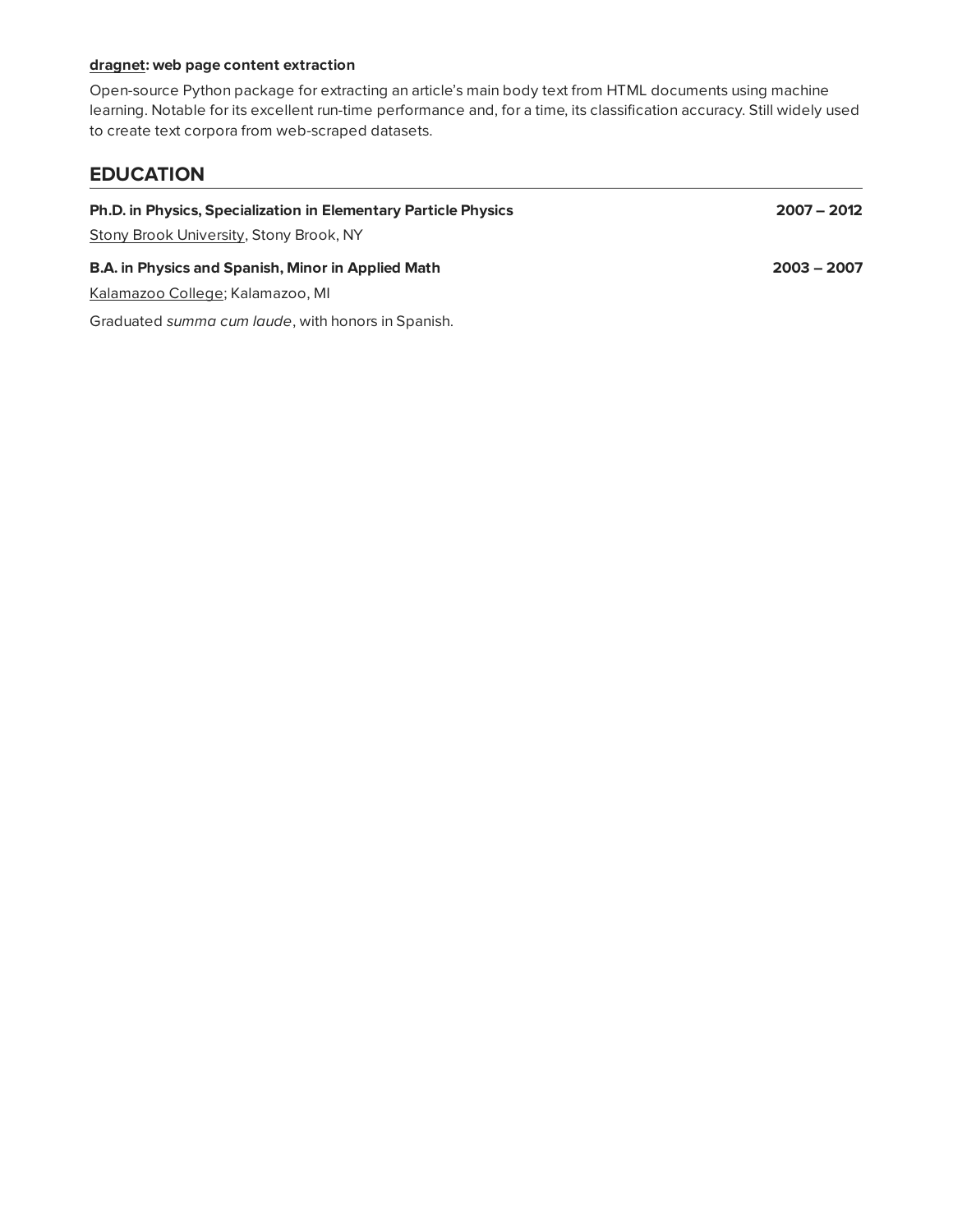**dragnet: web page content extraction**

Open-source Python package for extracting an article's main body text from HTML documents using machine learning. Notable for its excellent run-time performance and, for a time, its classification accuracy. Still widely used to create text corpora from web-scraped datasets.

## EDUCATION

**Ph.D. in Physics, Specialization in Elementary Particle Physics** **2007 – 2012**

Stony Brook University, Stony Brook, NY

**B.A. in Physics and Spanish, Minor in Applied Math** **2003 – 2007**

Kalamazoo College; Kalamazoo, MI

Graduated *summa cum laude*, with honors in Spanish.